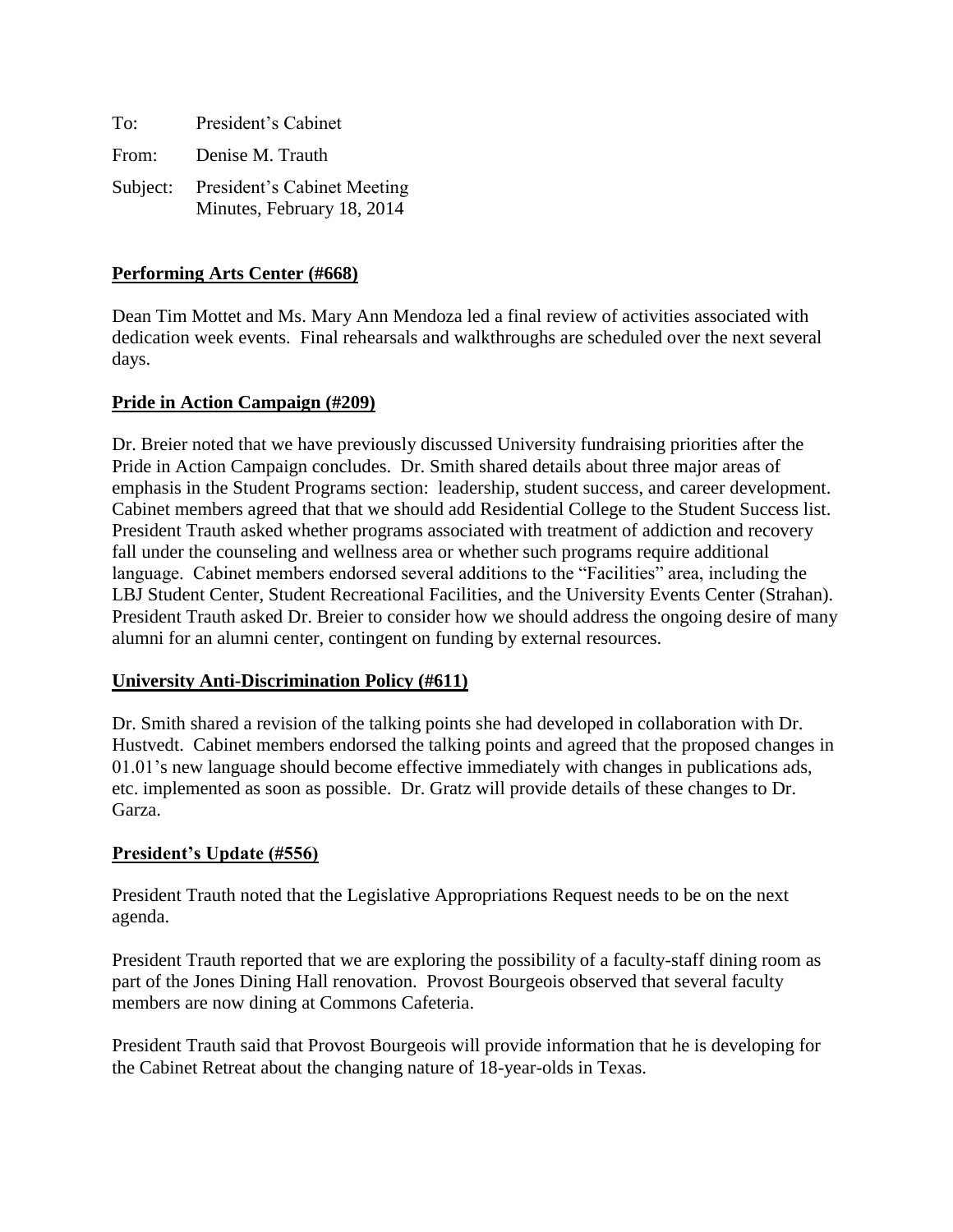To: President's Cabinet

From: Denise M. Trauth

Subject: President's Cabinet Meeting Minutes, February 18, 2014

**Performing Arts Center (#668)**

Dean Tim Mottet and Ms. Mary Ann Mendoza led a final review of activities associated with dedication week events. Final rehearsals and walkthroughs are scheduled over the next several days.

**Pride in Action Campaign (#209)**

Dr. Breier noted that we have previously discussed University fundraising priorities after the Pride in Action Campaign concludes. Dr. Smith shared details about three major areas of emphasis in the Student Programs section: leadership, student success, and career development. Cabinet members agreed that that we should add Residential College to the Student Success list. President Trauth asked whether programs associated with treatment of addiction and recovery fall under the counseling and wellness area or whether such programs require additional language. Cabinet members endorsed several additions to the "Facilities" area, including the LBJ Student Center, Student Recreational Facilities, and the University Events Center (Strahan). President Trauth asked Dr. Breier to consider how we should address the ongoing desire of many alumni for an alumni center, contingent on funding by external resources.

**University Anti-Discrimination Policy (#611)**

Dr. Smith shared a revision of the talking points she had developed in collaboration with Dr. Hustvedt. Cabinet members endorsed the talking points and agreed that the proposed changes in 01.01's new language should become effective immediately with changes in publications ads, etc. implemented as soon as possible. Dr. Gratz will provide details of these changes to Dr. Garza.

**President's Update (#556)**

President Trauth noted that the Legislative Appropriations Request needs to be on the next agenda.

President Trauth reported that we are exploring the possibility of a faculty-staff dining room as part of the Jones Dining Hall renovation. Provost Bourgeois observed that several faculty members are now dining at Commons Cafeteria.

President Trauth said that Provost Bourgeois will provide information that he is developing for the Cabinet Retreat about the changing nature of 18-year-olds in Texas.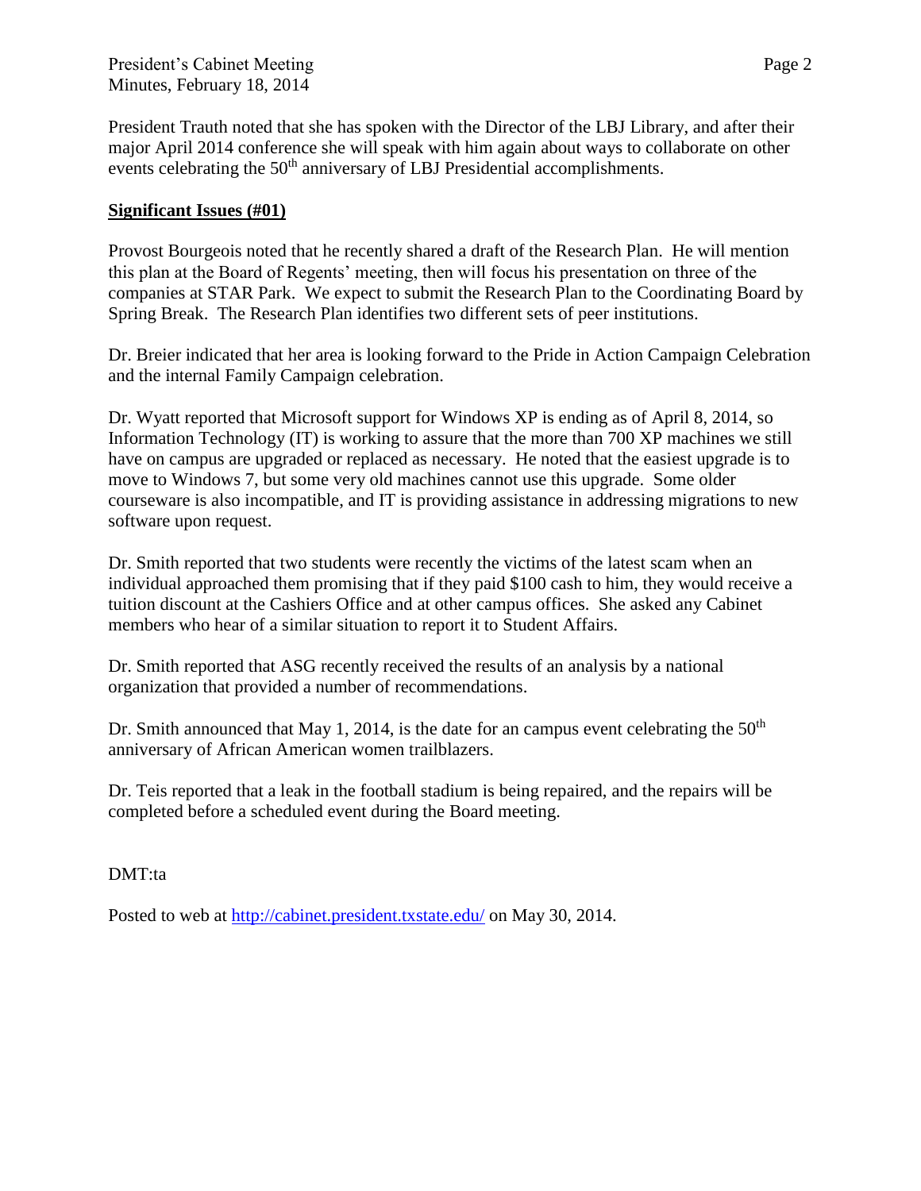President Trauth noted that she has spoken with the Director of the LBJ Library, and after their major April 2014 conference she will speak with him again about ways to collaborate on other events celebrating the 50th anniversary of LBJ Presidential accomplishments.

**Significant Issues (#01)**

Provost Bourgeois noted that he recently shared a draft of the Research Plan. He will mention this plan at the Board of Regents' meeting, then will focus his presentation on three of the companies at STAR Park. We expect to submit the Research Plan to the Coordinating Board by Spring Break. The Research Plan identifies two different sets of peer institutions.

Dr. Breier indicated that her area is looking forward to the Pride in Action Campaign Celebration and the internal Family Campaign celebration.

Dr. Wyatt reported that Microsoft support for Windows XP is ending as of April 8, 2014, so Information Technology (IT) is working to assure that the more than 700 XP machines we still have on campus are upgraded or replaced as necessary. He noted that the easiest upgrade is to move to Windows 7, but some very old machines cannot use this upgrade. Some older courseware is also incompatible, and IT is providing assistance in addressing migrations to new software upon request.

Dr. Smith reported that two students were recently the victims of the latest scam when an individual approached them promising that if they paid $100 cash to him, they would receive a tuition discount at the Cashiers Office and at other campus offices. She asked any Cabinet members who hear of a similar situation to report it to Student Affairs.

Dr. Smith reported that ASG recently received the results of an analysis by a national organization that provided a number of recommendations.

Dr. Smith announced that May 1, 2014, is the date for an campus event celebrating the 50th anniversary of African American women trailblazers.

Dr. Teis reported that a leak in the football stadium is being repaired, and the repairs will be completed before a scheduled event during the Board meeting.

DMT:ta

Posted to web at http://cabinet.president.txstate.edu/ on May 30, 2014.